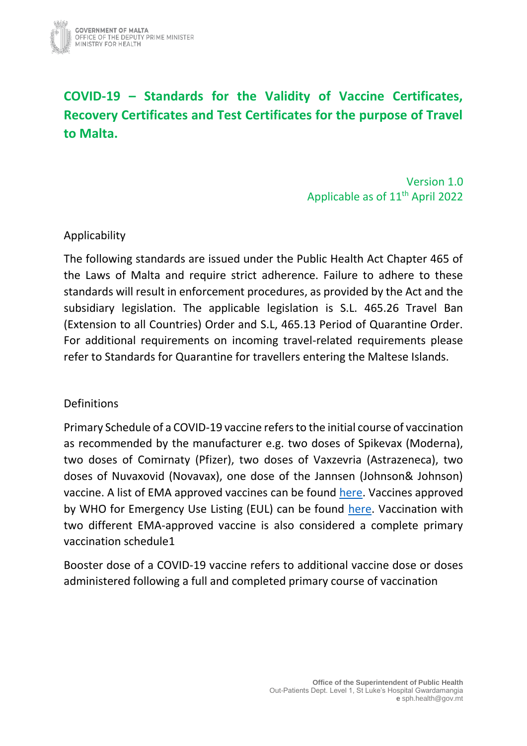# COVID-19 – Standards for the Validity of Vaccine Certificates, Recovery Certificates and Test Certificates for the purpose of Travel to Malta.

Version 1.0
Applicable as of 11th April 2022

## Applicability

The following standards are issued under the Public Health Act Chapter 465 of the Laws of Malta and require strict adherence. Failure to adhere to these standards will result in enforcement procedures, as provided by the Act and the subsidiary legislation. The applicable legislation is S.L. 465.26 Travel Ban (Extension to all Countries) Order and S.L, 465.13 Period of Quarantine Order. For additional requirements on incoming travel-related requirements please refer to Standards for Quarantine for travellers entering the Maltese Islands.

## Definitions

Primary Schedule of a COVID-19 vaccine refers to the initial course of vaccination as recommended by the manufacturer e.g. two doses of Spikevax (Moderna), two doses of Comirnaty (Pfizer), two doses of Vaxzevria (Astrazeneca), two doses of Nuvaxovid (Novavax), one dose of the Jannsen (Johnson& Johnson) vaccine. A list of EMA approved vaccines can be found here. Vaccines approved by WHO for Emergency Use Listing (EUL) can be found here. Vaccination with two different EMA-approved vaccine is also considered a complete primary vaccination schedule1

Booster dose of a COVID-19 vaccine refers to additional vaccine dose or doses administered following a full and completed primary course of vaccination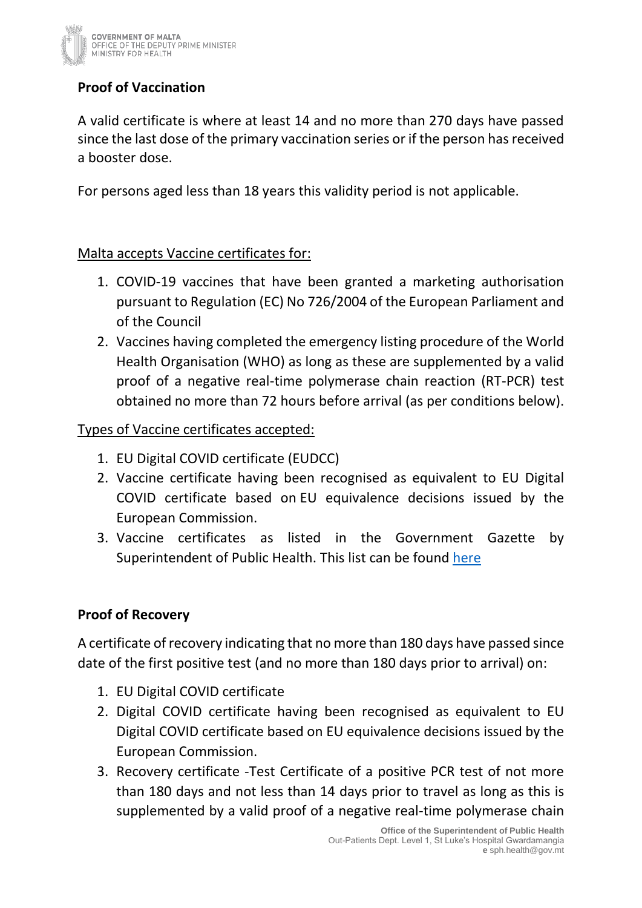## Proof of Vaccination

A valid certificate is where at least 14 and no more than 270 days have passed since the last dose of the primary vaccination series or if the person has received a booster dose.

For persons aged less than 18 years this validity period is not applicable.

Malta accepts Vaccine certificates for:

1. COVID-19 vaccines that have been granted a marketing authorisation pursuant to Regulation (EC) No 726/2004 of the European Parliament and of the Council
2. Vaccines having completed the emergency listing procedure of the World Health Organisation (WHO) as long as these are supplemented by a valid proof of a negative real-time polymerase chain reaction (RT-PCR) test obtained no more than 72 hours before arrival (as per conditions below).

Types of Vaccine certificates accepted:

1. EU Digital COVID certificate (EUDCC)
2. Vaccine certificate having been recognised as equivalent to EU Digital COVID certificate based on EU equivalence decisions issued by the European Commission.
3. Vaccine certificates as listed in the Government Gazette by Superintendent of Public Health. This list can be found here

## Proof of Recovery

A certificate of recovery indicating that no more than 180 days have passed since date of the first positive test (and no more than 180 days prior to arrival) on:

1. EU Digital COVID certificate
2. Digital COVID certificate having been recognised as equivalent to EU Digital COVID certificate based on EU equivalence decisions issued by the European Commission.
3. Recovery certificate -Test Certificate of a positive PCR test of not more than 180 days and not less than 14 days prior to travel as long as this is supplemented by a valid proof of a negative real-time polymerase chain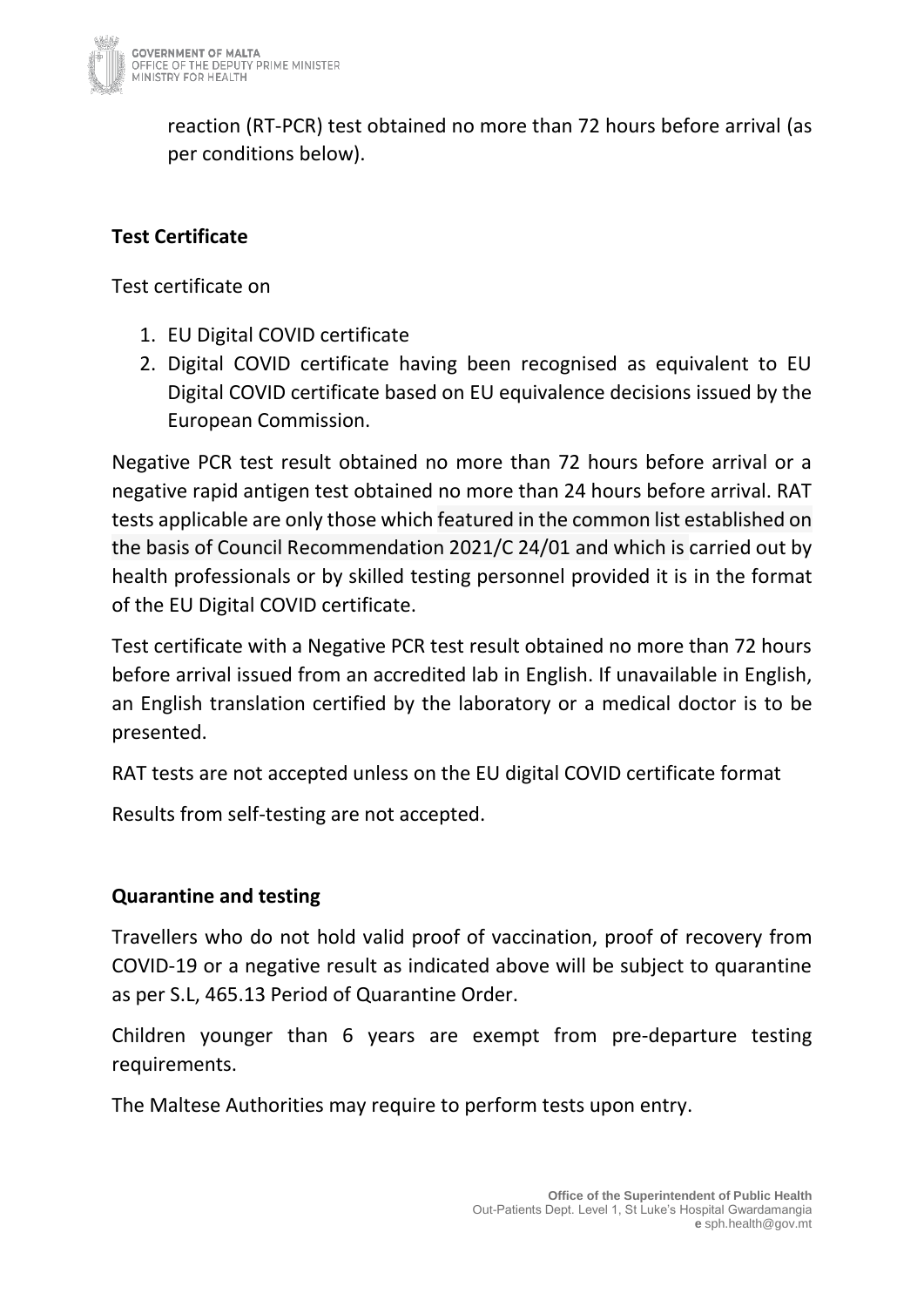reaction (RT-PCR) test obtained no more than 72 hours before arrival (as per conditions below).

**Test Certificate**

Test certificate on

1. EU Digital COVID certificate
2. Digital COVID certificate having been recognised as equivalent to EU Digital COVID certificate based on EU equivalence decisions issued by the European Commission.

Negative PCR test result obtained no more than 72 hours before arrival or a negative rapid antigen test obtained no more than 24 hours before arrival. RAT tests applicable are only those which featured in the common list established on the basis of Council Recommendation 2021/C 24/01 and which is carried out by health professionals or by skilled testing personnel provided it is in the format of the EU Digital COVID certificate.

Test certificate with a Negative PCR test result obtained no more than 72 hours before arrival issued from an accredited lab in English. If unavailable in English, an English translation certified by the laboratory or a medical doctor is to be presented.

RAT tests are not accepted unless on the EU digital COVID certificate format

Results from self-testing are not accepted.

**Quarantine and testing**

Travellers who do not hold valid proof of vaccination, proof of recovery from COVID-19 or a negative result as indicated above will be subject to quarantine as per S.L, 465.13 Period of Quarantine Order.

Children younger than 6 years are exempt from pre-departure testing requirements.

The Maltese Authorities may require to perform tests upon entry.